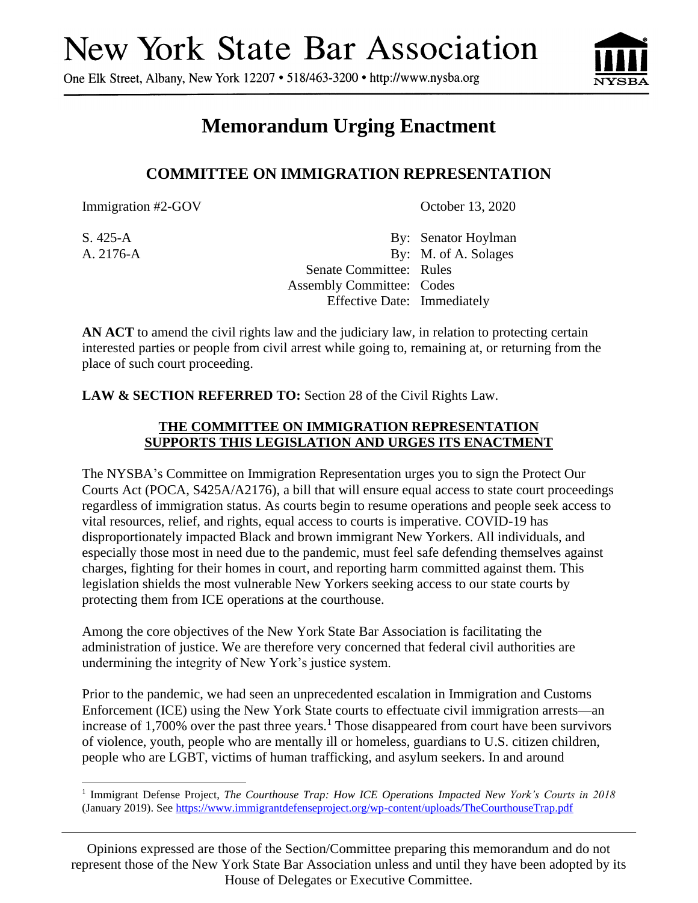# New York State Bar Association

One Elk Street, Albany, New York 12207 • 518/463-3200 • http://www.nysba.org

## Memorandum Urging Enactment

### COMMITTEE ON IMMIGRATION REPRESENTATION

Immigration #2-GOV — October 13, 2020

S. 425-A — By: Senator Hoylman
A. 2176-A — By: M. of A. Solages
Senate Committee: Rules
Assembly Committee: Codes
Effective Date: Immediately

**AN ACT** to amend the civil rights law and the judiciary law, in relation to protecting certain interested parties or people from civil arrest while going to, remaining at, or returning from the place of such court proceeding.

**LAW & SECTION REFERRED TO:** Section 28 of the Civil Rights Law.

**THE COMMITTEE ON IMMIGRATION REPRESENTATION SUPPORTS THIS LEGISLATION AND URGES ITS ENACTMENT**

The NYSBA's Committee on Immigration Representation urges you to sign the Protect Our Courts Act (POCA, S425A/A2176), a bill that will ensure equal access to state court proceedings regardless of immigration status. As courts begin to resume operations and people seek access to vital resources, relief, and rights, equal access to courts is imperative. COVID-19 has disproportionately impacted Black and brown immigrant New Yorkers. All individuals, and especially those most in need due to the pandemic, must feel safe defending themselves against charges, fighting for their homes in court, and reporting harm committed against them. This legislation shields the most vulnerable New Yorkers seeking access to our state courts by protecting them from ICE operations at the courthouse.

Among the core objectives of the New York State Bar Association is facilitating the administration of justice. We are therefore very concerned that federal civil authorities are undermining the integrity of New York's justice system.

Prior to the pandemic, we had seen an unprecedented escalation in Immigration and Customs Enforcement (ICE) using the New York State courts to effectuate civil immigration arrests—an increase of 1,700% over the past three years.[1] Those disappeared from court have been survivors of violence, youth, people who are mentally ill or homeless, guardians to U.S. citizen children, people who are LGBT, victims of human trafficking, and asylum seekers. In and around

[1] Immigrant Defense Project, *The Courthouse Trap: How ICE Operations Impacted New York's Courts in 2018* (January 2019). See https://www.immigrantdefenseproject.org/wp-content/uploads/TheCourthouseTrap.pdf

Opinions expressed are those of the Section/Committee preparing this memorandum and do not represent those of the New York State Bar Association unless and until they have been adopted by its House of Delegates or Executive Committee.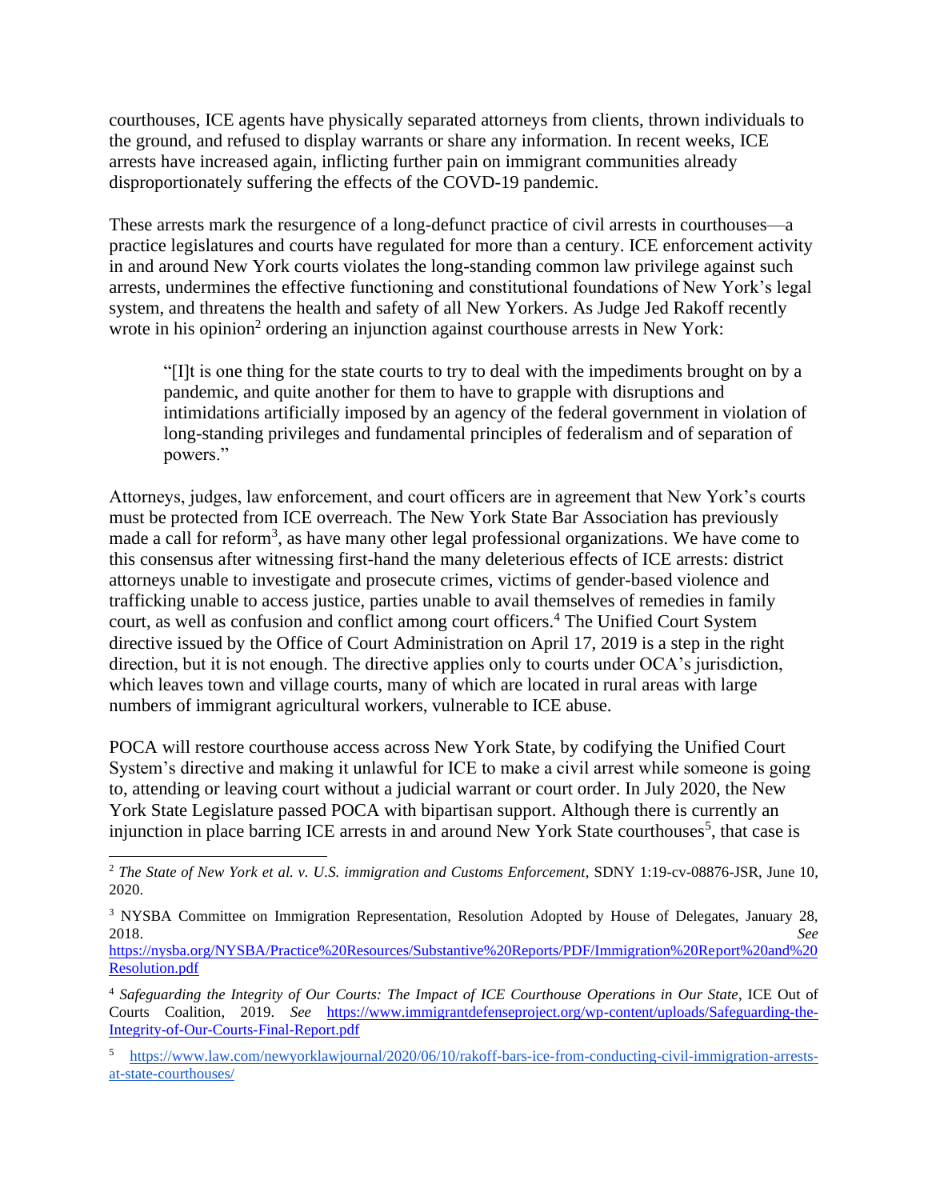courthouses, ICE agents have physically separated attorneys from clients, thrown individuals to the ground, and refused to display warrants or share any information. In recent weeks, ICE arrests have increased again, inflicting further pain on immigrant communities already disproportionately suffering the effects of the COVID-19 pandemic.

These arrests mark the resurgence of a long-defunct practice of civil arrests in courthouses—a practice legislatures and courts have regulated for more than a century. ICE enforcement activity in and around New York courts violates the long-standing common law privilege against such arrests, undermines the effective functioning and constitutional foundations of New York's legal system, and threatens the health and safety of all New Yorkers. As Judge Jed Rakoff recently wrote in his opinion[2] ordering an injunction against courthouse arrests in New York:

> "[I]t is one thing for the state courts to try to deal with the impediments brought on by a pandemic, and quite another for them to have to grapple with disruptions and intimidations artificially imposed by an agency of the federal government in violation of long-standing privileges and fundamental principles of federalism and of separation of powers."

Attorneys, judges, law enforcement, and court officers are in agreement that New York's courts must be protected from ICE overreach. The New York State Bar Association has previously made a call for reform[3], as have many other legal professional organizations. We have come to this consensus after witnessing first-hand the many deleterious effects of ICE arrests: district attorneys unable to investigate and prosecute crimes, victims of gender-based violence and trafficking unable to access justice, parties unable to avail themselves of remedies in family court, as well as confusion and conflict among court officers.[4] The Unified Court System directive issued by the Office of Court Administration on April 17, 2019 is a step in the right direction, but it is not enough. The directive applies only to courts under OCA's jurisdiction, which leaves town and village courts, many of which are located in rural areas with large numbers of immigrant agricultural workers, vulnerable to ICE abuse.

POCA will restore courthouse access across New York State, by codifying the Unified Court System's directive and making it unlawful for ICE to make a civil arrest while someone is going to, attending or leaving court without a judicial warrant or court order. In July 2020, the New York State Legislature passed POCA with bipartisan support. Although there is currently an injunction in place barring ICE arrests in and around New York State courthouses[5], that case is

---

[2] *The State of New York et al. v. U.S. immigration and Customs Enforcement*, SDNY 1:19-cv-08876-JSR, June 10, 2020.

[3] NYSBA Committee on Immigration Representation, Resolution Adopted by House of Delegates, January 28, 2018. *See* https://nysba.org/NYSBA/Practice%20Resources/Substantive%20Reports/PDF/Immigration%20Report%20and%20Resolution.pdf

[4] *Safeguarding the Integrity of Our Courts: The Impact of ICE Courthouse Operations in Our State*, ICE Out of Courts Coalition, 2019. *See* https://www.immigrantdefenseproject.org/wp-content/uploads/Safeguarding-the-Integrity-of-Our-Courts-Final-Report.pdf

[5] https://www.law.com/newyorklawjournal/2020/06/10/rakoff-bars-ice-from-conducting-civil-immigration-arrests-at-state-courthouses/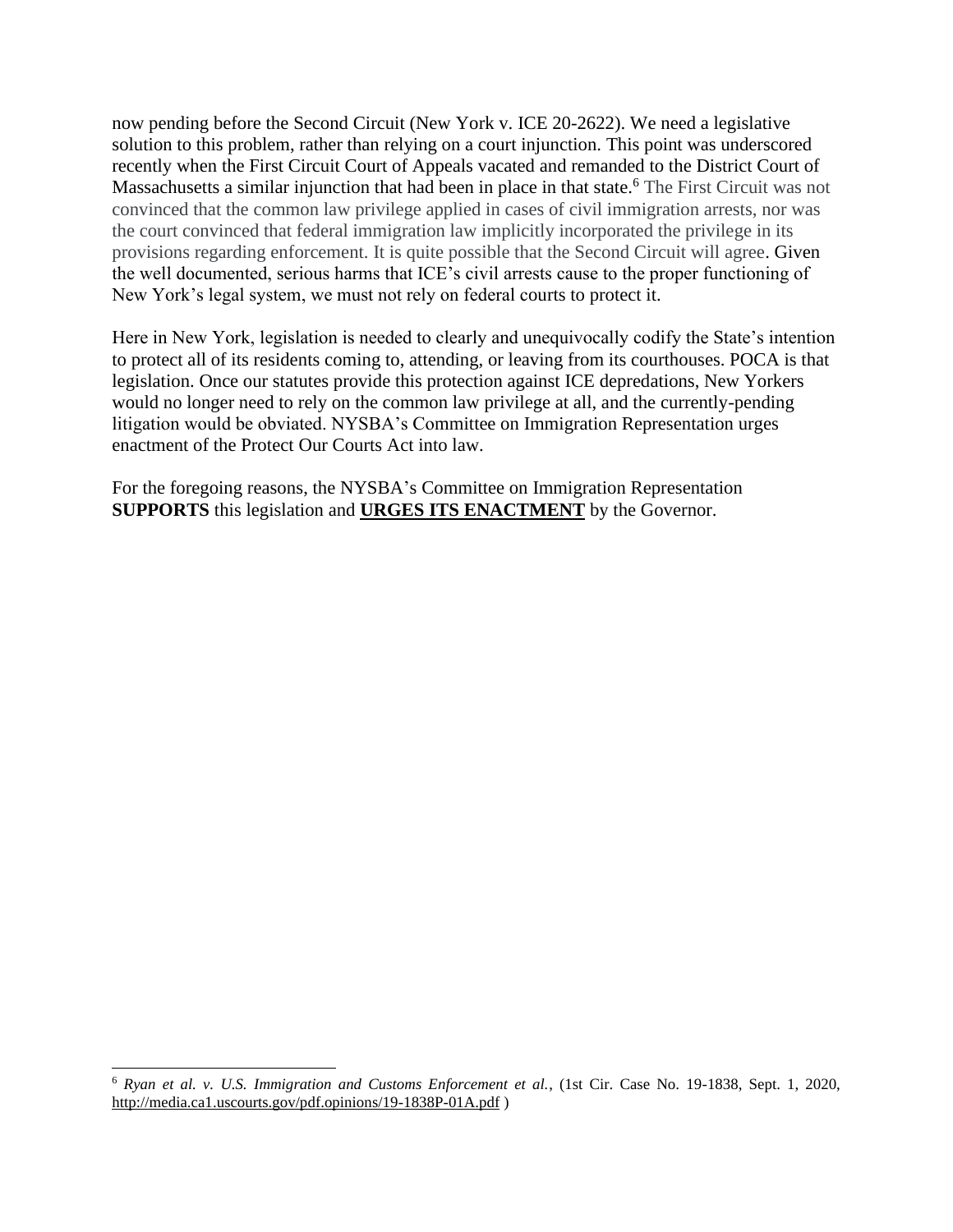now pending before the Second Circuit (New York v. ICE 20-2622). We need a legislative solution to this problem, rather than relying on a court injunction. This point was underscored recently when the First Circuit Court of Appeals vacated and remanded to the District Court of Massachusetts a similar injunction that had been in place in that state.[6] The First Circuit was not convinced that the common law privilege applied in cases of civil immigration arrests, nor was the court convinced that federal immigration law implicitly incorporated the privilege in its provisions regarding enforcement. It is quite possible that the Second Circuit will agree. Given the well documented, serious harms that ICE's civil arrests cause to the proper functioning of New York's legal system, we must not rely on federal courts to protect it.

Here in New York, legislation is needed to clearly and unequivocally codify the State's intention to protect all of its residents coming to, attending, or leaving from its courthouses. POCA is that legislation. Once our statutes provide this protection against ICE depredations, New Yorkers would no longer need to rely on the common law privilege at all, and the currently-pending litigation would be obviated. NYSBA's Committee on Immigration Representation urges enactment of the Protect Our Courts Act into law.

For the foregoing reasons, the NYSBA's Committee on Immigration Representation **SUPPORTS** this legislation and **URGES ITS ENACTMENT** by the Governor.

---

[6] *Ryan et al. v. U.S. Immigration and Customs Enforcement et al.*, (1st Cir. Case No. 19-1838, Sept. 1, 2020, http://media.ca1.uscourts.gov/pdf.opinions/19-1838P-01A.pdf )